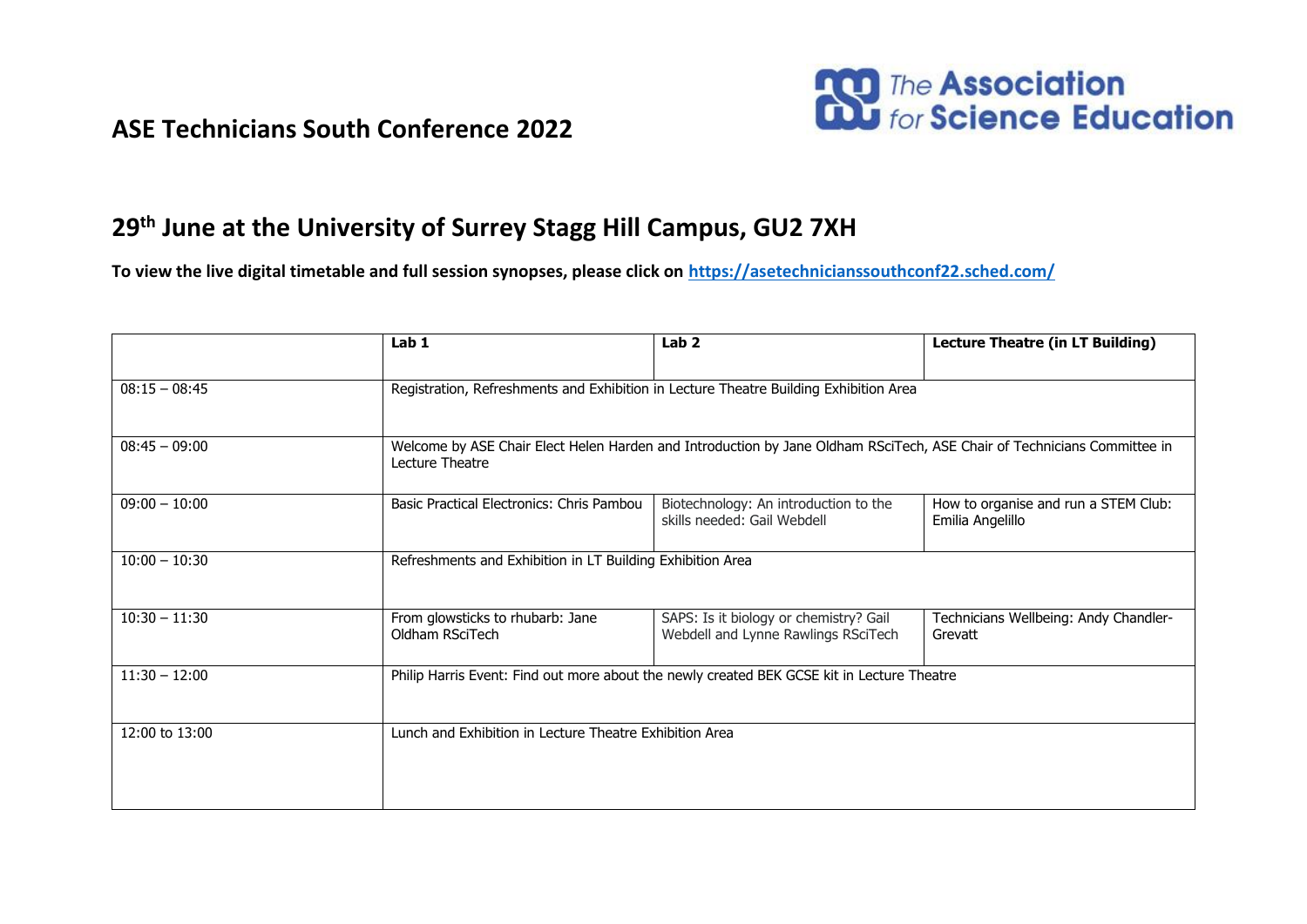# ASE Technicians South Conference 2022

The Association for Science Education

## 29th June at the University of Surrey Stagg Hill Campus, GU2 7XH

**To view the live digital timetable and full session synopses, please click on [https://asetechnicianssouthconf22.sched.com/](https://asetechnicianssouthconf22.sched.com/)**

| | **Lab 1** | **Lab 2** | **Lecture Theatre (in LT Building)** |
|---|---|---|---|
| 08:15 – 08:45 | Registration, Refreshments and Exhibition in Lecture Theatre Building Exhibition Area | | |
| 08:45 – 09:00 | Welcome by ASE Chair Elect Helen Harden and Introduction by Jane Oldham RSciTech, ASE Chair of Technicians Committee in Lecture Theatre | | |
| 09:00 – 10:00 | Basic Practical Electronics: Chris Pambou | Biotechnology: An introduction to the skills needed: Gail Webdell | How to organise and run a STEM Club: Emilia Angelillo |
| 10:00 – 10:30 | Refreshments and Exhibition in LT Building Exhibition Area | | |
| 10:30 – 11:30 | From glowsticks to rhubarb: Jane Oldham RSciTech | SAPS: Is it biology or chemistry? Gail Webdell and Lynne Rawlings RSciTech | Technicians Wellbeing: Andy Chandler-Grevatt |
| 11:30 – 12:00 | Philip Harris Event: Find out more about the newly created BEK GCSE kit in Lecture Theatre | | |
| 12:00 to 13:00 | Lunch and Exhibition in Lecture Theatre Exhibition Area | | |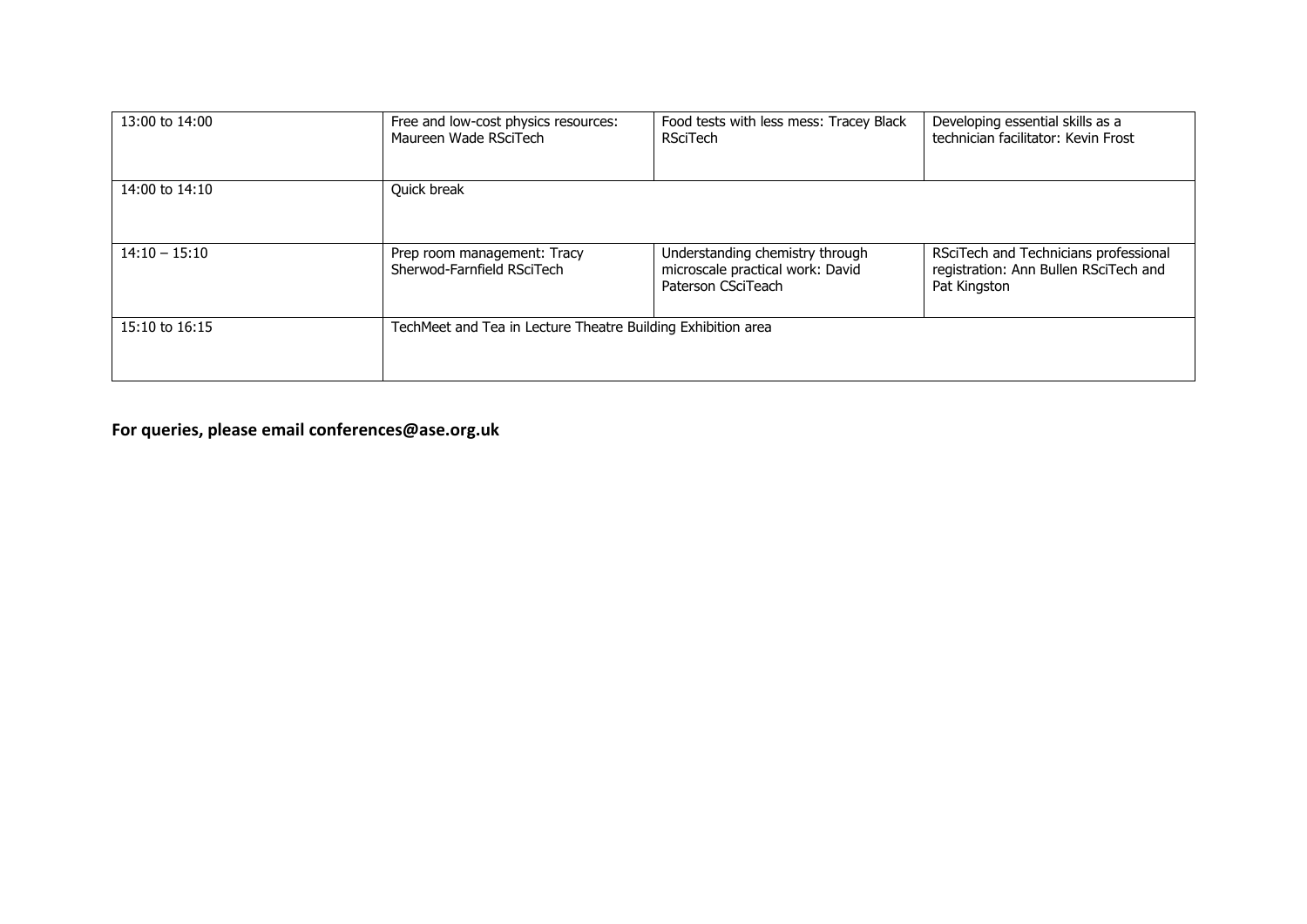| | | | |
|---|---|---|---|
| 13:00 to 14:00 | Free and low-cost physics resources: Maureen Wade RSciTech | Food tests with less mess: Tracey Black RSciTech | Developing essential skills as a technician facilitator: Kevin Frost |
| 14:00 to 14:10 | Quick break | | |
| 14:10 – 15:10 | Prep room management: Tracy Sherwod-Farnfield RSciTech | Understanding chemistry through microscale practical work: David Paterson CSciTeach | RSciTech and Technicians professional registration: Ann Bullen RSciTech and Pat Kingston |
| 15:10 to 16:15 | TechMeet and Tea in Lecture Theatre Building Exhibition area | | |

**For queries, please email conferences@ase.org.uk**